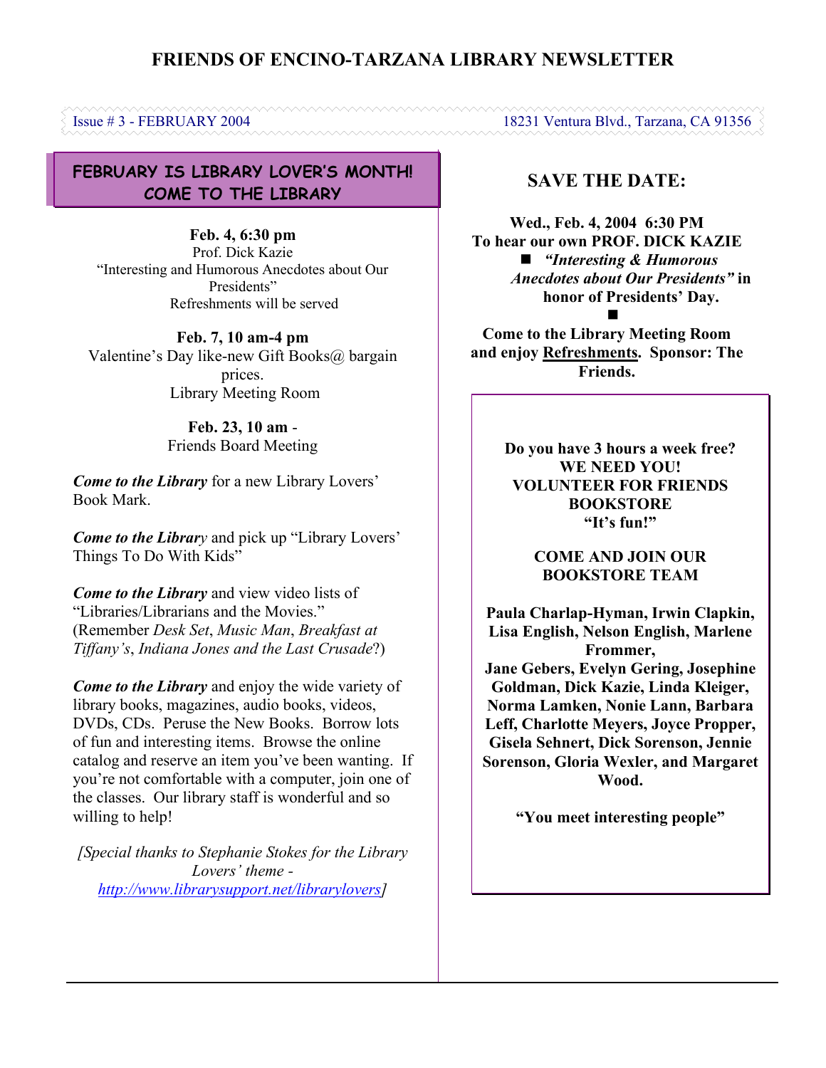# FRIENDS OF ENCINO-TARZANA LIBRARY NEWSLETTER

Issue # 3 - FEBRUARY 2004 — 18231 Ventura Blvd., Tarzana, CA 91356

## FEBRUARY IS LIBRARY LOVER'S MONTH! COME TO THE LIBRARY

**Feb. 4, 6:30 pm**
Prof. Dick Kazie
"Interesting and Humorous Anecdotes about Our Presidents"
Refreshments will be served

**Feb. 7, 10 am-4 pm**
Valentine's Day like-new Gift Books@ bargain prices.
Library Meeting Room

**Feb. 23, 10 am** -
Friends Board Meeting

***Come to the Library*** for a new Library Lovers' Book Mark.

***Come to the Library*** and pick up "Library Lovers' Things To Do With Kids"

***Come to the Library*** and view video lists of "Libraries/Librarians and the Movies." (Remember *Desk Set*, *Music Man*, *Breakfast at Tiffany's*, *Indiana Jones and the Last Crusade*?)

***Come to the Library*** and enjoy the wide variety of library books, magazines, audio books, videos, DVDs, CDs. Peruse the New Books. Borrow lots of fun and interesting items. Browse the online catalog and reserve an item you've been wanting. If you're not comfortable with a computer, join one of the classes. Our library staff is wonderful and so willing to help!

*[Special thanks to Stephanie Stokes for the Library Lovers' theme - http://www.librarysupport.net/librarylovers]*

## SAVE THE DATE:

**Wed., Feb. 4, 2004 6:30 PM**
**To hear our own PROF. DICK KAZIE**

- ***"Interesting & Humorous Anecdotes about Our Presidents"* in honor of Presidents' Day.**

**Come to the Library Meeting Room and enjoy Refreshments. Sponsor: The Friends.**

---

**Do you have 3 hours a week free?**
**WE NEED YOU!**
**VOLUNTEER FOR FRIENDS BOOKSTORE**
**"It's fun!"**

**COME AND JOIN OUR BOOKSTORE TEAM**

**Paula Charlap-Hyman, Irwin Clapkin, Lisa English, Nelson English, Marlene Frommer, Jane Gebers, Evelyn Gering, Josephine Goldman, Dick Kazie, Linda Kleiger, Norma Lamken, Nonie Lann, Barbara Leff, Charlotte Meyers, Joyce Propper, Gisela Sehnert, Dick Sorenson, Jennie Sorenson, Gloria Wexler, and Margaret Wood.**

**"You meet interesting people"**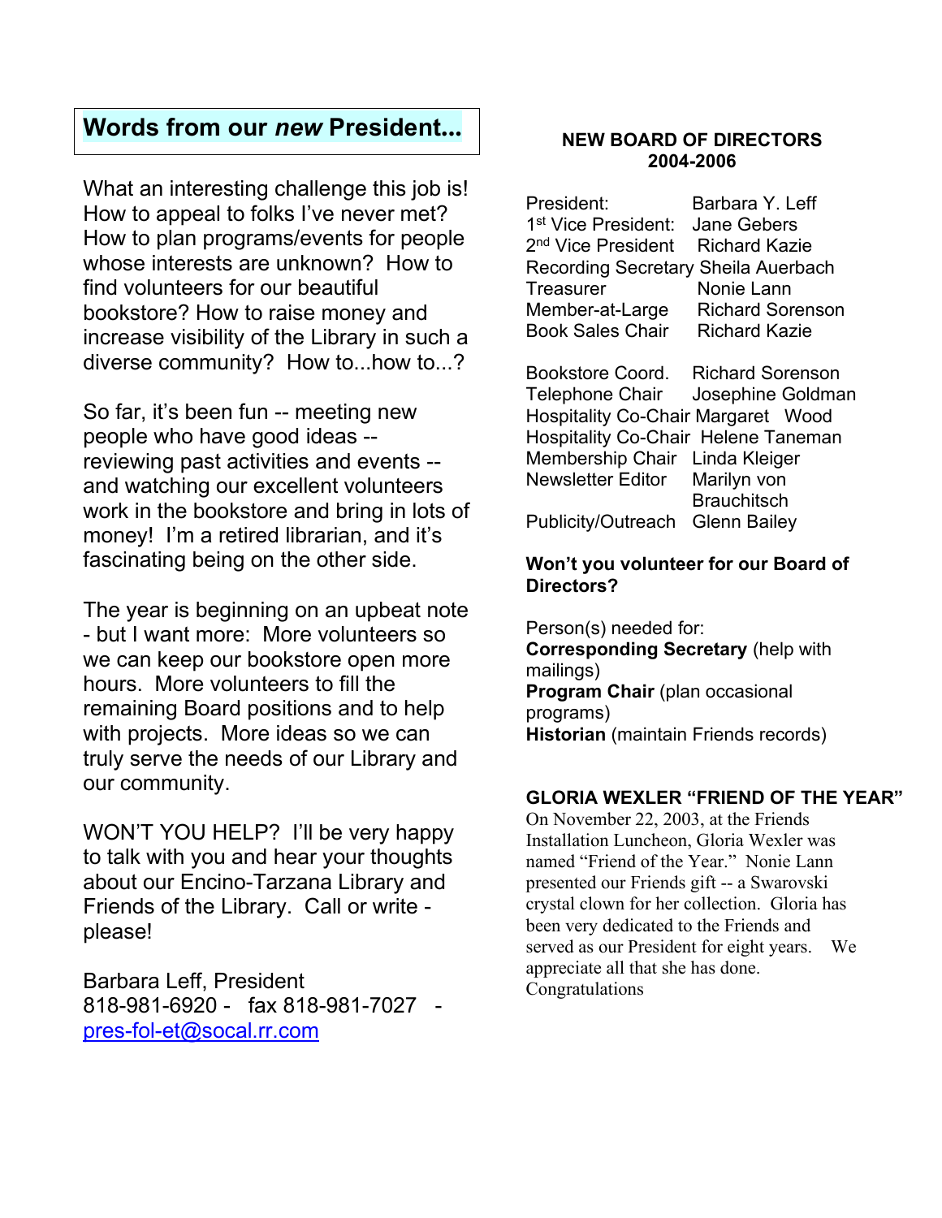## Words from our *new* President...

What an interesting challenge this job is! How to appeal to folks I've never met? How to plan programs/events for people whose interests are unknown? How to find volunteers for our beautiful bookstore? How to raise money and increase visibility of the Library in such a diverse community? How to...how to...?

So far, it's been fun -- meeting new people who have good ideas -- reviewing past activities and events -- and watching our excellent volunteers work in the bookstore and bring in lots of money! I'm a retired librarian, and it's fascinating being on the other side.

The year is beginning on an upbeat note - but I want more: More volunteers so we can keep our bookstore open more hours. More volunteers to fill the remaining Board positions and to help with projects. More ideas so we can truly serve the needs of our Library and our community.

WON'T YOU HELP? I'll be very happy to talk with you and hear your thoughts about our Encino-Tarzana Library and Friends of the Library. Call or write - please!

Barbara Leff, President
818-981-6920 - fax 818-981-7027 - pres-fol-et@socal.rr.com

**NEW BOARD OF DIRECTORS 2004-2006**

| | |
|---|---|
| President: | Barbara Y. Leff |
| 1st Vice President: | Jane Gebers |
| 2nd Vice President | Richard Kazie |
| Recording Secretary | Sheila Auerbach |
| Treasurer | Nonie Lann |
| Member-at-Large | Richard Sorenson |
| Book Sales Chair | Richard Kazie |
| | |
| Bookstore Coord. | Richard Sorenson |
| Telephone Chair | Josephine Goldman |
| Hospitality Co-Chair | Margaret Wood |
| Hospitality Co-Chair | Helene Taneman |
| Membership Chair | Linda Kleiger |
| Newsletter Editor | Marilyn von Brauchitsch |
| Publicity/Outreach | Glenn Bailey |

**Won't you volunteer for our Board of Directors?**

Person(s) needed for:
**Corresponding Secretary** (help with mailings)
**Program Chair** (plan occasional programs)
**Historian** (maintain Friends records)

**GLORIA WEXLER "FRIEND OF THE YEAR"**

On November 22, 2003, at the Friends Installation Luncheon, Gloria Wexler was named "Friend of the Year." Nonie Lann presented our Friends gift -- a Swarovski crystal clown for her collection. Gloria has been very dedicated to the Friends and served as our President for eight years. We appreciate all that she has done. Congratulations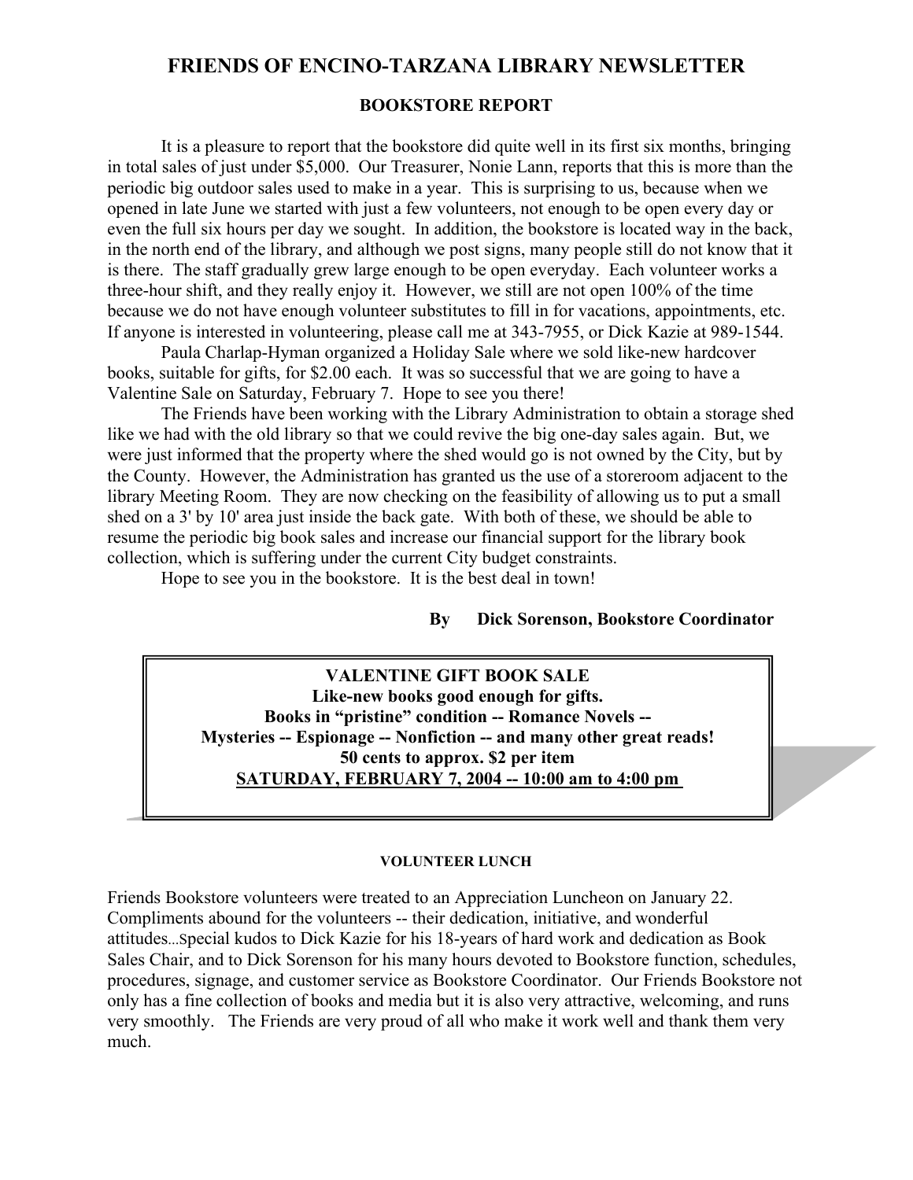# FRIENDS OF ENCINO-TARZANA LIBRARY NEWSLETTER

## BOOKSTORE REPORT

It is a pleasure to report that the bookstore did quite well in its first six months, bringing in total sales of just under $5,000. Our Treasurer, Nonie Lann, reports that this is more than the periodic big outdoor sales used to make in a year. This is surprising to us, because when we opened in late June we started with just a few volunteers, not enough to be open every day or even the full six hours per day we sought. In addition, the bookstore is located way in the back, in the north end of the library, and although we post signs, many people still do not know that it is there. The staff gradually grew large enough to be open everyday. Each volunteer works a three-hour shift, and they really enjoy it. However, we still are not open 100% of the time because we do not have enough volunteer substitutes to fill in for vacations, appointments, etc. If anyone is interested in volunteering, please call me at 343-7955, or Dick Kazie at 989-1544.

Paula Charlap-Hyman organized a Holiday Sale where we sold like-new hardcover books, suitable for gifts, for $2.00 each. It was so successful that we are going to have a Valentine Sale on Saturday, February 7. Hope to see you there!

The Friends have been working with the Library Administration to obtain a storage shed like we had with the old library so that we could revive the big one-day sales again. But, we were just informed that the property where the shed would go is not owned by the City, but by the County. However, the Administration has granted us the use of a storeroom adjacent to the library Meeting Room. They are now checking on the feasibility of allowing us to put a small shed on a 3' by 10' area just inside the back gate. With both of these, we should be able to resume the periodic big book sales and increase our financial support for the library book collection, which is suffering under the current City budget constraints.

Hope to see you in the bookstore. It is the best deal in town!

**By Dick Sorenson, Bookstore Coordinator**

**VALENTINE GIFT BOOK SALE**
**Like-new books good enough for gifts.**
**Books in "pristine" condition -- Romance Novels --**
**Mysteries -- Espionage -- Nonfiction -- and many other great reads!**
**50 cents to approx. $2 per item**
**SATURDAY, FEBRUARY 7, 2004 -- 10:00 am to 4:00 pm**

### VOLUNTEER LUNCH

Friends Bookstore volunteers were treated to an Appreciation Luncheon on January 22. Compliments abound for the volunteers -- their dedication, initiative, and wonderful attitudes...Special kudos to Dick Kazie for his 18-years of hard work and dedication as Book Sales Chair, and to Dick Sorenson for his many hours devoted to Bookstore function, schedules, procedures, signage, and customer service as Bookstore Coordinator. Our Friends Bookstore not only has a fine collection of books and media but it is also very attractive, welcoming, and runs very smoothly. The Friends are very proud of all who make it work well and thank them very much.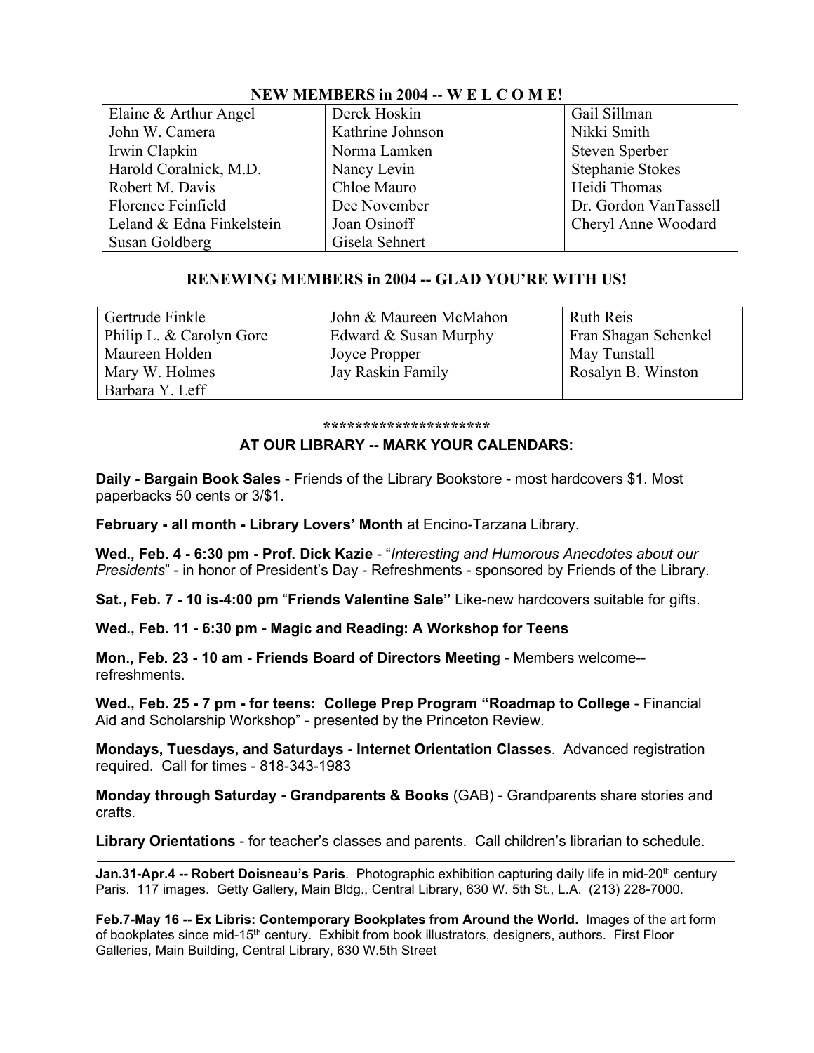## NEW MEMBERS in 2004 -- W E L C O M E!

| | | |
|---|---|---|
| Elaine & Arthur Angel | Derek Hoskin | Gail Sillman |
| John W. Camera | Kathrine Johnson | Nikki Smith |
| Irwin Clapkin | Norma Lamken | Steven Sperber |
| Harold Coralnick, M.D. | Nancy Levin | Stephanie Stokes |
| Robert M. Davis | Chloe Mauro | Heidi Thomas |
| Florence Feinfield | Dee November | Dr. Gordon VanTassell |
| Leland & Edna Finkelstein | Joan Osinoff | Cheryl Anne Woodard |
| Susan Goldberg | Gisela Sehnert | |

## RENEWING MEMBERS in 2004 -- GLAD YOU'RE WITH US!

| | | |
|---|---|---|
| Gertrude Finkle | John & Maureen McMahon | Ruth Reis |
| Philip L. & Carolyn Gore | Edward & Susan Murphy | Fran Shagan Schenkel |
| Maureen Holden | Joyce Propper | May Tunstall |
| Mary W. Holmes | Jay Raskin Family | Rosalyn B. Winston |
| Barbara Y. Leff | | |

*********************

## AT OUR LIBRARY -- MARK YOUR CALENDARS:

**Daily - Bargain Book Sales** - Friends of the Library Bookstore - most hardcovers $1. Most paperbacks 50 cents or 3/$1.

**February - all month - Library Lovers' Month** at Encino-Tarzana Library.

**Wed., Feb. 4 - 6:30 pm - Prof. Dick Kazie** - "*Interesting and Humorous Anecdotes about our Presidents*" - in honor of President's Day - Refreshments - sponsored by Friends of the Library.

**Sat., Feb. 7 - 10 is-4:00 pm** "**Friends Valentine Sale"** Like-new hardcovers suitable for gifts.

**Wed., Feb. 11 - 6:30 pm - Magic and Reading: A Workshop for Teens**

**Mon., Feb. 23 - 10 am - Friends Board of Directors Meeting** - Members welcome--refreshments.

**Wed., Feb. 25 - 7 pm - for teens: College Prep Program "Roadmap to College** - Financial Aid and Scholarship Workshop" - presented by the Princeton Review.

**Mondays, Tuesdays, and Saturdays - Internet Orientation Classes**. Advanced registration required. Call for times - 818-343-1983

**Monday through Saturday - Grandparents & Books** (GAB) - Grandparents share stories and crafts.

**Library Orientations** - for teacher's classes and parents. Call children's librarian to schedule.

---

**Jan.31-Apr.4 -- Robert Doisneau's Paris**. Photographic exhibition capturing daily life in mid-20th century Paris. 117 images. Getty Gallery, Main Bldg., Central Library, 630 W. 5th St., L.A. (213) 228-7000.

**Feb.7-May 16 -- Ex Libris: Contemporary Bookplates from Around the World.** Images of the art form of bookplates since mid-15th century. Exhibit from book illustrators, designers, authors. First Floor Galleries, Main Building, Central Library, 630 W.5th Street